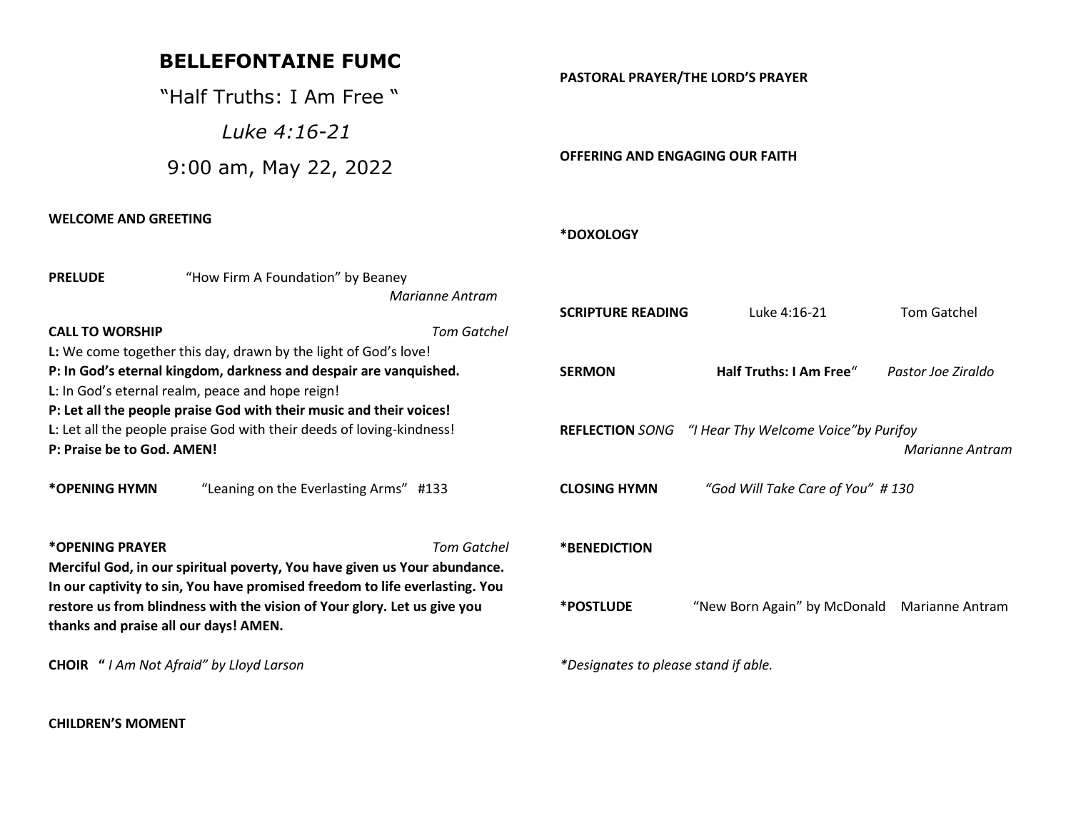# BELLEFONTAINE FUMC

"Half Truths: I Am Free "

*Luke 4:16-21*

9:00 am, May 22, 2022

**WELCOME AND GREETING**

**PRELUDE** "How Firm A Foundation" by Beaney *Marianne Antram*

**CALL TO WORSHIP** *Tom Gatchel*

**L:** We come together this day, drawn by the light of God's love!
**P: In God's eternal kingdom, darkness and despair are vanquished.**
**L**: In God's eternal realm, peace and hope reign!
**P: Let all the people praise God with their music and their voices!**
**L**: Let all the people praise God with their deeds of loving-kindness!
**P: Praise be to God. AMEN!**

**\*OPENING HYMN** "Leaning on the Everlasting Arms" #133

**\*OPENING PRAYER** *Tom Gatchel*

**Merciful God, in our spiritual poverty, You have given us Your abundance. In our captivity to sin, You have promised freedom to life everlasting. You restore us from blindness with the vision of Your glory. Let us give you thanks and praise all our days! AMEN.**

**CHOIR "** *I Am Not Afraid" by Lloyd Larson*

**CHILDREN'S MOMENT**

**PASTORAL PRAYER/THE LORD'S PRAYER**

**OFFERING AND ENGAGING OUR FAITH**

**\*DOXOLOGY**

**SCRIPTURE READING** Luke 4:16-21 Tom Gatchel

**SERMON** **Half Truths: I Am Free**" *Pastor Joe Ziraldo*

**REFLECTION** *SONG "I Hear Thy Welcome Voice"by Purifoy* *Marianne Antram*

**CLOSING HYMN** *"God Will Take Care of You" # 130*

**\*BENEDICTION**

**\*POSTLUDE** "New Born Again" by McDonald Marianne Antram

*\*Designates to please stand if able.*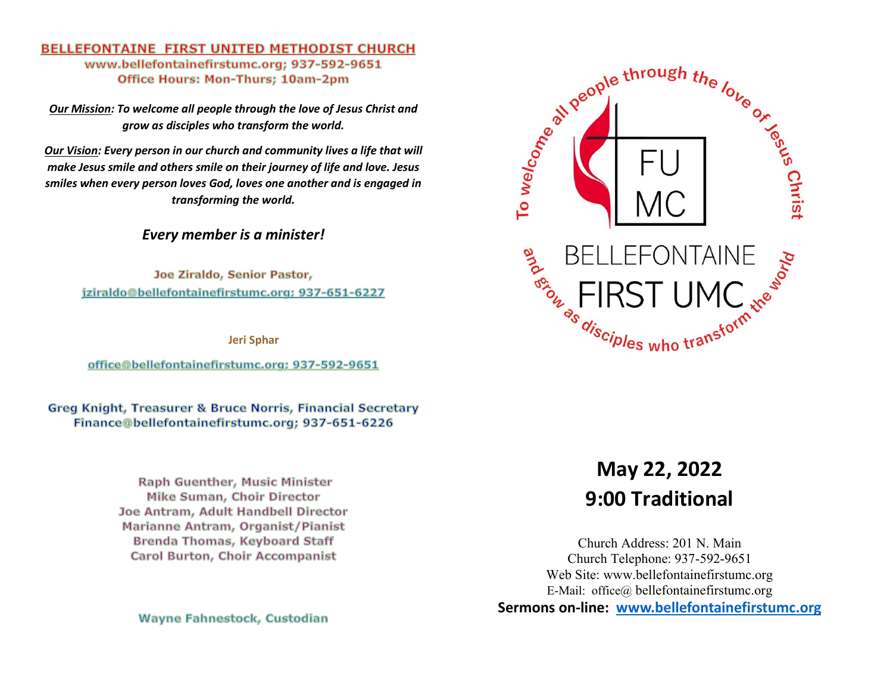# BELLEFONTAINE FIRST UNITED METHODIST CHURCH

www.bellefontainefirstumc.org; 937-592-9651
Office Hours: Mon-Thurs; 10am-2pm

***Our Mission**: To welcome all people through the love of Jesus Christ and grow as disciples who transform the world.*

***Our Vision**: Every person in our church and community lives a life that will make Jesus smile and others smile on their journey of life and love. Jesus smiles when every person loves God, loves one another and is engaged in transforming the world.*

***Every member is a minister!***

Joe Ziraldo, Senior Pastor,
jziraldo@bellefontainefirstumc.org; 937-651-6227

**Jeri Sphar**

office@bellefontainefirstumc.org; 937-592-9651

Greg Knight, Treasurer & Bruce Norris, Financial Secretary
Finance@bellefontainefirstumc.org; 937-651-6226

Raph Guenther, Music Minister
Mike Suman, Choir Director
Joe Antram, Adult Handbell Director
Marianne Antram, Organist/Pianist
Brenda Thomas, Keyboard Staff
Carol Burton, Choir Accompanist

Wayne Fahnestock, Custodian

To welcome all people through the love of Jesus Christ and grow as disciples who transform the world

FU MC

BELLEFONTAINE
FIRST UMC

## May 22, 2022
## 9:00 Traditional

Church Address: 201 N. Main
Church Telephone: 937-592-9651
Web Site: www.bellefontainefirstumc.org
E-Mail: office@ bellefontainefirstumc.org
**Sermons on-line: www.bellefontainefirstumc.org**